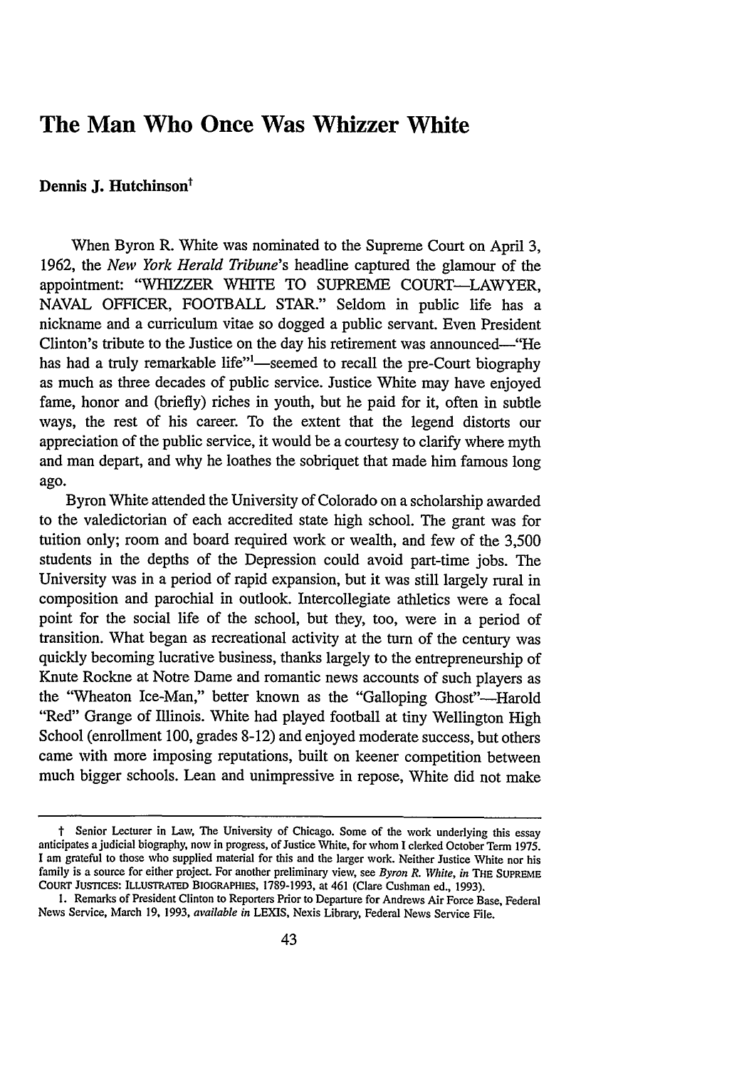# The Man Who Once Was Whizzer White

**Dennis J. Hutchinson**†

When Byron R. White was nominated to the Supreme Court on April 3, 1962, the *New York Herald Tribune*'s headline captured the glamour of the appointment: "WHIZZER WHITE TO SUPREME COURT—LAWYER, NAVAL OFFICER, FOOTBALL STAR." Seldom in public life has a nickname and a curriculum vitae so dogged a public servant. Even President Clinton's tribute to the Justice on the day his retirement was announced—"He has had a truly remarkable life"[1]—seemed to recall the pre-Court biography as much as three decades of public service. Justice White may have enjoyed fame, honor and (briefly) riches in youth, but he paid for it, often in subtle ways, the rest of his career. To the extent that the legend distorts our appreciation of the public service, it would be a courtesy to clarify where myth and man depart, and why he loathes the sobriquet that made him famous long ago.

Byron White attended the University of Colorado on a scholarship awarded to the valedictorian of each accredited state high school. The grant was for tuition only; room and board required work or wealth, and few of the 3,500 students in the depths of the Depression could avoid part-time jobs. The University was in a period of rapid expansion, but it was still largely rural in composition and parochial in outlook. Intercollegiate athletics were a focal point for the social life of the school, but they, too, were in a period of transition. What began as recreational activity at the turn of the century was quickly becoming lucrative business, thanks largely to the entrepreneurship of Knute Rockne at Notre Dame and romantic news accounts of such players as the "Wheaton Ice-Man," better known as the "Galloping Ghost"—Harold "Red" Grange of Illinois. White had played football at tiny Wellington High School (enrollment 100, grades 8-12) and enjoyed moderate success, but others came with more imposing reputations, built on keener competition between much bigger schools. Lean and unimpressive in repose, White did not make

---

† Senior Lecturer in Law, The University of Chicago. Some of the work underlying this essay anticipates a judicial biography, now in progress, of Justice White, for whom I clerked October Term 1975. I am grateful to those who supplied material for this and the larger work. Neither Justice White nor his family is a source for either project. For another preliminary view, see *Byron R. White*, *in* THE SUPREME COURT JUSTICES: ILLUSTRATED BIOGRAPHIES, 1789-1993, at 461 (Clare Cushman ed., 1993).

1. Remarks of President Clinton to Reporters Prior to Departure for Andrews Air Force Base, Federal News Service, March 19, 1993, *available in* LEXIS, Nexis Library, Federal News Service File.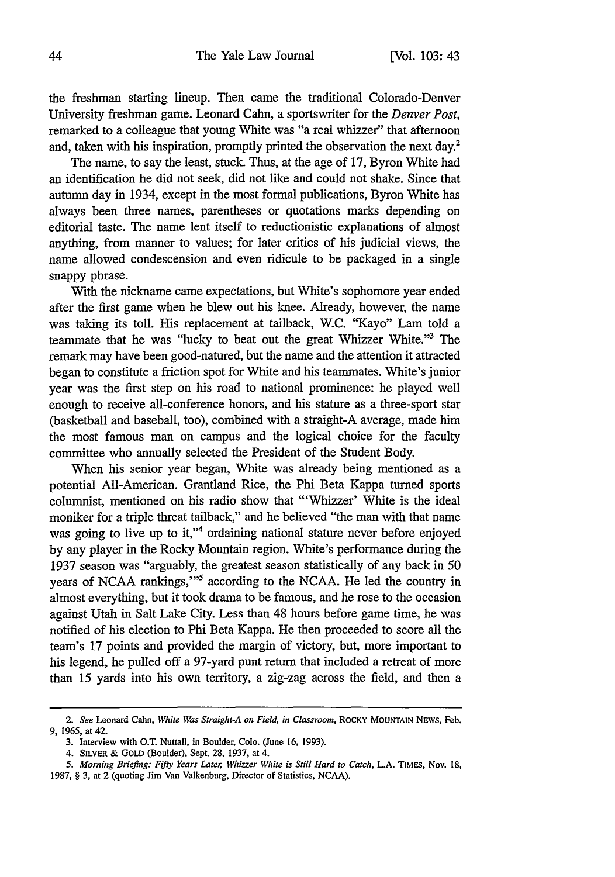the freshman starting lineup. Then came the traditional Colorado-Denver University freshman game. Leonard Cahn, a sportswriter for the *Denver Post*, remarked to a colleague that young White was "a real whizzer" that afternoon and, taken with his inspiration, promptly printed the observation the next day.[2]

The name, to say the least, stuck. Thus, at the age of 17, Byron White had an identification he did not seek, did not like and could not shake. Since that autumn day in 1934, except in the most formal publications, Byron White has always been three names, parentheses or quotations marks depending on editorial taste. The name lent itself to reductionistic explanations of almost anything, from manner to values; for later critics of his judicial views, the name allowed condescension and even ridicule to be packaged in a single snappy phrase.

With the nickname came expectations, but White's sophomore year ended after the first game when he blew out his knee. Already, however, the name was taking its toll. His replacement at tailback, W.C. "Kayo" Lam told a teammate that he was "lucky to beat out the great Whizzer White."[3] The remark may have been good-natured, but the name and the attention it attracted began to constitute a friction spot for White and his teammates. White's junior year was the first step on his road to national prominence: he played well enough to receive all-conference honors, and his stature as a three-sport star (basketball and baseball, too), combined with a straight-A average, made him the most famous man on campus and the logical choice for the faculty committee who annually selected the President of the Student Body.

When his senior year began, White was already being mentioned as a potential All-American. Grantland Rice, the Phi Beta Kappa turned sports columnist, mentioned on his radio show that "'Whizzer' White is the ideal moniker for a triple threat tailback," and he believed "the man with that name was going to live up to it,"[4] ordaining national stature never before enjoyed by any player in the Rocky Mountain region. White's performance during the 1937 season was "arguably, the greatest season statistically of any back in 50 years of NCAA rankings,'"[5] according to the NCAA. He led the country in almost everything, but it took drama to be famous, and he rose to the occasion against Utah in Salt Lake City. Less than 48 hours before game time, he was notified of his election to Phi Beta Kappa. He then proceeded to score all the team's 17 points and provided the margin of victory, but, more important to his legend, he pulled off a 97-yard punt return that included a retreat of more than 15 yards into his own territory, a zig-zag across the field, and then a

---

2. *See* Leonard Cahn, *White Was Straight-A on Field, in Classroom*, ROCKY MOUNTAIN NEWS, Feb. 9, 1965, at 42.

3. Interview with O.T. Nuttall, in Boulder, Colo. (June 16, 1993).

4. SILVER & GOLD (Boulder), Sept. 28, 1937, at 4.

5. *Morning Briefing: Fifty Years Later, Whizzer White is Still Hard to Catch*, L.A. TIMES, Nov. 18, 1987, § 3, at 2 (quoting Jim Van Valkenburg, Director of Statistics, NCAA).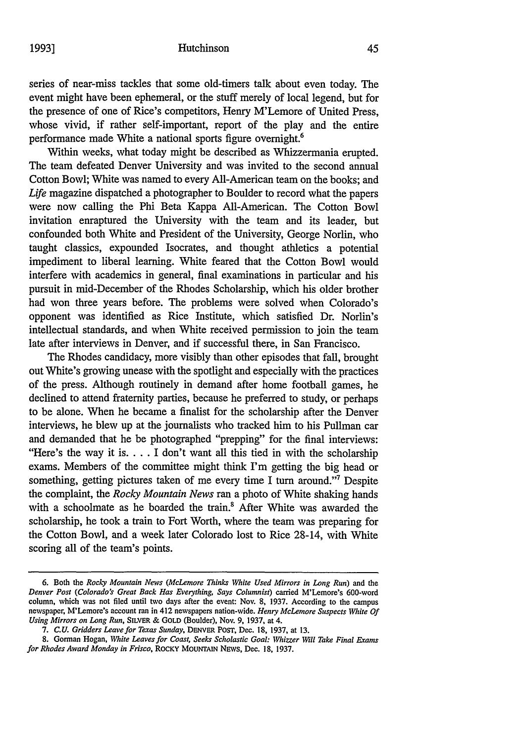series of near-miss tackles that some old-timers talk about even today. The event might have been ephemeral, or the stuff merely of local legend, but for the presence of one of Rice's competitors, Henry M'Lemore of United Press, whose vivid, if rather self-important, report of the play and the entire performance made White a national sports figure overnight.[6]

Within weeks, what today might be described as Whizzermania erupted. The team defeated Denver University and was invited to the second annual Cotton Bowl; White was named to every All-American team on the books; and *Life* magazine dispatched a photographer to Boulder to record what the papers were now calling the Phi Beta Kappa All-American. The Cotton Bowl invitation enraptured the University with the team and its leader, but confounded both White and President of the University, George Norlin, who taught classics, expounded Isocrates, and thought athletics a potential impediment to liberal learning. White feared that the Cotton Bowl would interfere with academics in general, final examinations in particular and his pursuit in mid-December of the Rhodes Scholarship, which his older brother had won three years before. The problems were solved when Colorado's opponent was identified as Rice Institute, which satisfied Dr. Norlin's intellectual standards, and when White received permission to join the team late after interviews in Denver, and if successful there, in San Francisco.

The Rhodes candidacy, more visibly than other episodes that fall, brought out White's growing unease with the spotlight and especially with the practices of the press. Although routinely in demand after home football games, he declined to attend fraternity parties, because he preferred to study, or perhaps to be alone. When he became a finalist for the scholarship after the Denver interviews, he blew up at the journalists who tracked him to his Pullman car and demanded that he be photographed "prepping" for the final interviews: "Here's the way it is. . . . I don't want all this tied in with the scholarship exams. Members of the committee might think I'm getting the big head or something, getting pictures taken of me every time I turn around."[7] Despite the complaint, the *Rocky Mountain News* ran a photo of White shaking hands with a schoolmate as he boarded the train.[8] After White was awarded the scholarship, he took a train to Fort Worth, where the team was preparing for the Cotton Bowl, and a week later Colorado lost to Rice 28-14, with White scoring all of the team's points.

---

6. Both the *Rocky Mountain News* (*McLemore Thinks White Used Mirrors in Long Run*) and the *Denver Post* (*Colorado's Great Back Has Everything, Says Columnist*) carried M'Lemore's 600-word column, which was not filed until two days after the event: Nov. 8, 1937. According to the campus newspaper, M'Lemore's account ran in 412 newspapers nation-wide. *Henry McLemore Suspects White Of Using Mirrors on Long Run*, SILVER & GOLD (Boulder), Nov. 9, 1937, at 4.

7. *C.U. Gridders Leave for Texas Sunday*, DENVER POST, Dec. 18, 1937, at 13.

8. Gorman Hogan, *White Leaves for Coast, Seeks Scholastic Goal: Whizzer Will Take Final Exams for Rhodes Award Monday in Frisco*, ROCKY MOUNTAIN NEWS, Dec. 18, 1937.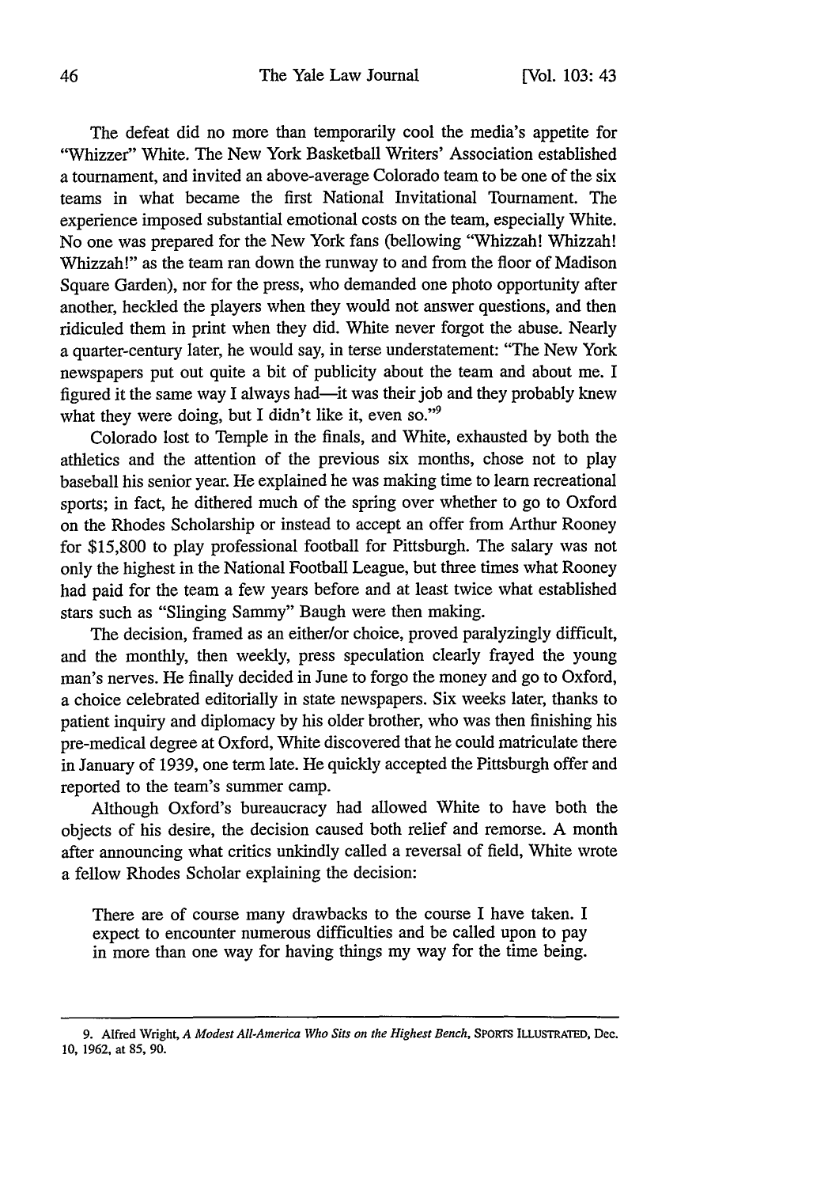The defeat did no more than temporarily cool the media's appetite for "Whizzer" White. The New York Basketball Writers' Association established a tournament, and invited an above-average Colorado team to be one of the six teams in what became the first National Invitational Tournament. The experience imposed substantial emotional costs on the team, especially White. No one was prepared for the New York fans (bellowing "Whizzah! Whizzah! Whizzah!" as the team ran down the runway to and from the floor of Madison Square Garden), nor for the press, who demanded one photo opportunity after another, heckled the players when they would not answer questions, and then ridiculed them in print when they did. White never forgot the abuse. Nearly a quarter-century later, he would say, in terse understatement: "The New York newspapers put out quite a bit of publicity about the team and about me. I figured it the same way I always had—it was their job and they probably knew what they were doing, but I didn't like it, even so."[9]

Colorado lost to Temple in the finals, and White, exhausted by both the athletics and the attention of the previous six months, chose not to play baseball his senior year. He explained he was making time to learn recreational sports; in fact, he dithered much of the spring over whether to go to Oxford on the Rhodes Scholarship or instead to accept an offer from Arthur Rooney for $15,800 to play professional football for Pittsburgh. The salary was not only the highest in the National Football League, but three times what Rooney had paid for the team a few years before and at least twice what established stars such as "Slinging Sammy" Baugh were then making.

The decision, framed as an either/or choice, proved paralyzingly difficult, and the monthly, then weekly, press speculation clearly frayed the young man's nerves. He finally decided in June to forgo the money and go to Oxford, a choice celebrated editorially in state newspapers. Six weeks later, thanks to patient inquiry and diplomacy by his older brother, who was then finishing his pre-medical degree at Oxford, White discovered that he could matriculate there in January of 1939, one term late. He quickly accepted the Pittsburgh offer and reported to the team's summer camp.

Although Oxford's bureaucracy had allowed White to have both the objects of his desire, the decision caused both relief and remorse. A month after announcing what critics unkindly called a reversal of field, White wrote a fellow Rhodes Scholar explaining the decision:

> There are of course many drawbacks to the course I have taken. I expect to encounter numerous difficulties and be called upon to pay in more than one way for having things my way for the time being.

---

9. Alfred Wright, *A Modest All-America Who Sits on the Highest Bench*, SPORTS ILLUSTRATED, Dec. 10, 1962, at 85, 90.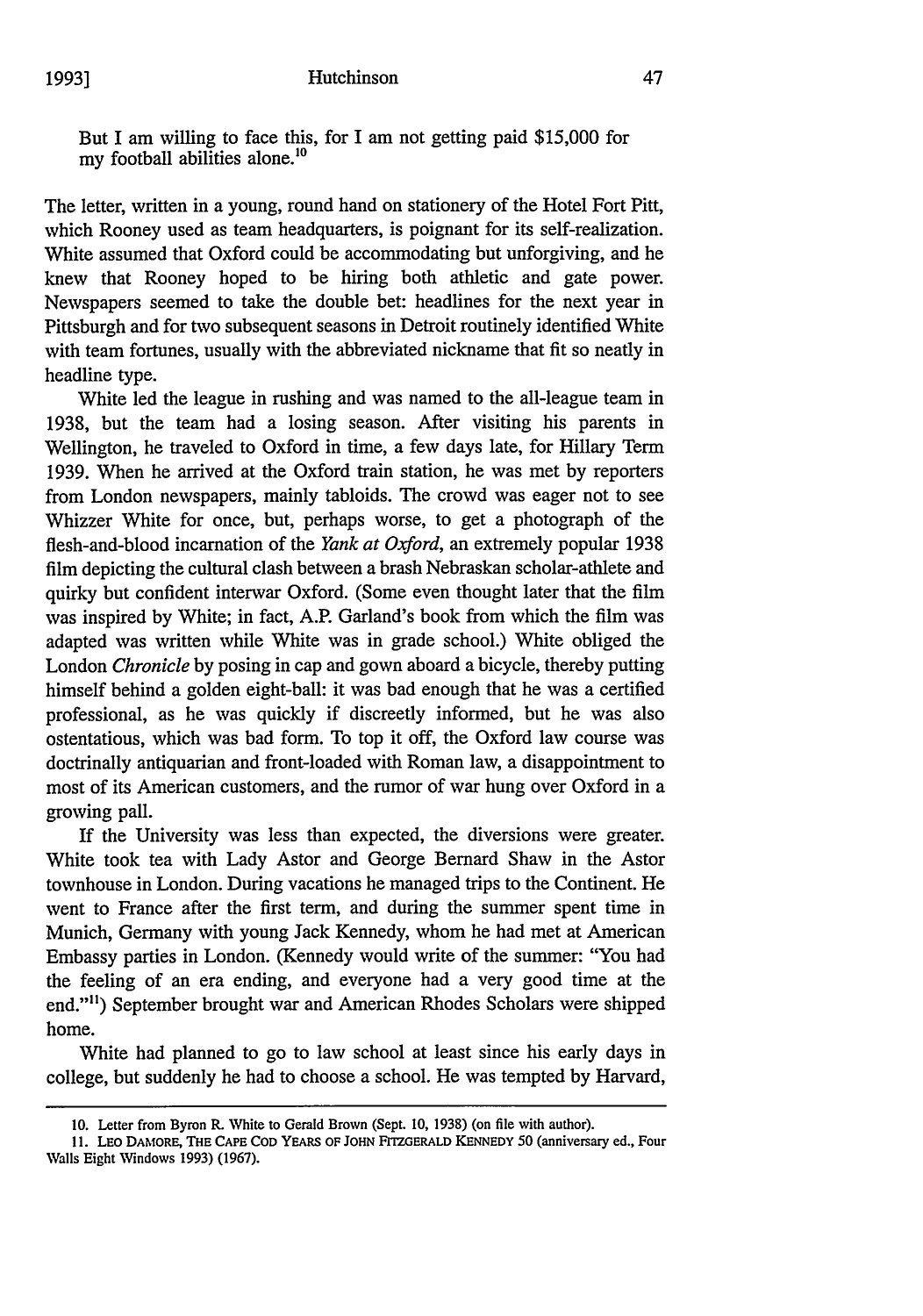> But I am willing to face this, for I am not getting paid $15,000 for my football abilities alone.[10]

The letter, written in a young, round hand on stationery of the Hotel Fort Pitt, which Rooney used as team headquarters, is poignant for its self-realization. White assumed that Oxford could be accommodating but unforgiving, and he knew that Rooney hoped to be hiring both athletic and gate power. Newspapers seemed to take the double bet: headlines for the next year in Pittsburgh and for two subsequent seasons in Detroit routinely identified White with team fortunes, usually with the abbreviated nickname that fit so neatly in headline type.

White led the league in rushing and was named to the all-league team in 1938, but the team had a losing season. After visiting his parents in Wellington, he traveled to Oxford in time, a few days late, for Hillary Term 1939. When he arrived at the Oxford train station, he was met by reporters from London newspapers, mainly tabloids. The crowd was eager not to see Whizzer White for once, but, perhaps worse, to get a photograph of the flesh-and-blood incarnation of the *Yank at Oxford*, an extremely popular 1938 film depicting the cultural clash between a brash Nebraskan scholar-athlete and quirky but confident interwar Oxford. (Some even thought later that the film was inspired by White; in fact, A.P. Garland's book from which the film was adapted was written while White was in grade school.) White obliged the London *Chronicle* by posing in cap and gown aboard a bicycle, thereby putting himself behind a golden eight-ball: it was bad enough that he was a certified professional, as he was quickly if discreetly informed, but he was also ostentatious, which was bad form. To top it off, the Oxford law course was doctrinally antiquarian and front-loaded with Roman law, a disappointment to most of its American customers, and the rumor of war hung over Oxford in a growing pall.

If the University was less than expected, the diversions were greater. White took tea with Lady Astor and George Bernard Shaw in the Astor townhouse in London. During vacations he managed trips to the Continent. He went to France after the first term, and during the summer spent time in Munich, Germany with young Jack Kennedy, whom he had met at American Embassy parties in London. (Kennedy would write of the summer: "You had the feeling of an era ending, and everyone had a very good time at the end."[11]) September brought war and American Rhodes Scholars were shipped home.

White had planned to go to law school at least since his early days in college, but suddenly he had to choose a school. He was tempted by Harvard,

---

10. Letter from Byron R. White to Gerald Brown (Sept. 10, 1938) (on file with author).

11. LEO DAMORE, THE CAPE COD YEARS OF JOHN FITZGERALD KENNEDY 50 (anniversary ed., Four Walls Eight Windows 1993) (1967).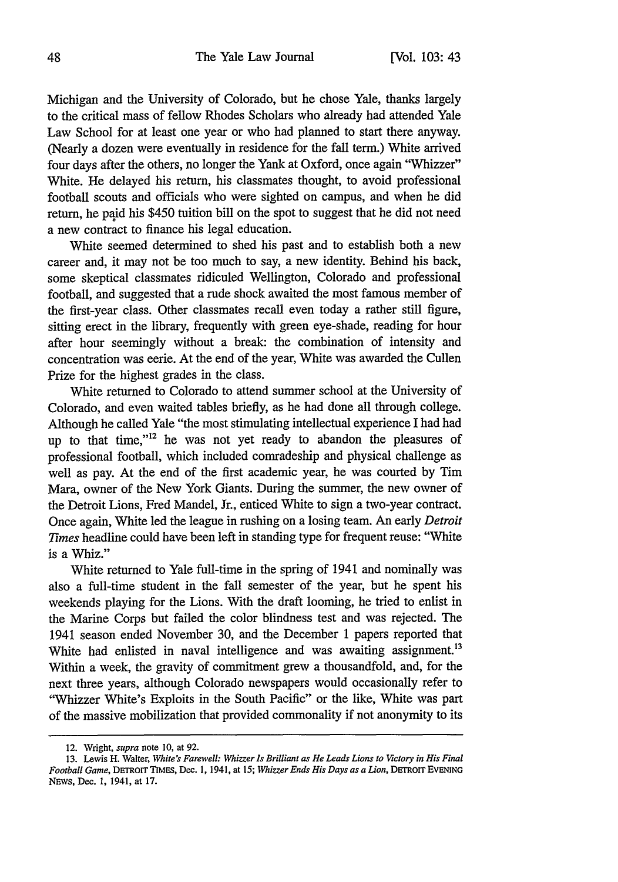Michigan and the University of Colorado, but he chose Yale, thanks largely to the critical mass of fellow Rhodes Scholars who already had attended Yale Law School for at least one year or who had planned to start there anyway. (Nearly a dozen were eventually in residence for the fall term.) White arrived four days after the others, no longer the Yank at Oxford, once again "Whizzer" White. He delayed his return, his classmates thought, to avoid professional football scouts and officials who were sighted on campus, and when he did return, he paid his $450 tuition bill on the spot to suggest that he did not need a new contract to finance his legal education.

White seemed determined to shed his past and to establish both a new career and, it may not be too much to say, a new identity. Behind his back, some skeptical classmates ridiculed Wellington, Colorado and professional football, and suggested that a rude shock awaited the most famous member of the first-year class. Other classmates recall even today a rather still figure, sitting erect in the library, frequently with green eye-shade, reading for hour after hour seemingly without a break: the combination of intensity and concentration was eerie. At the end of the year, White was awarded the Cullen Prize for the highest grades in the class.

White returned to Colorado to attend summer school at the University of Colorado, and even waited tables briefly, as he had done all through college. Although he called Yale "the most stimulating intellectual experience I had had up to that time,"[12] he was not yet ready to abandon the pleasures of professional football, which included comradeship and physical challenge as well as pay. At the end of the first academic year, he was courted by Tim Mara, owner of the New York Giants. During the summer, the new owner of the Detroit Lions, Fred Mandel, Jr., enticed White to sign a two-year contract. Once again, White led the league in rushing on a losing team. An early *Detroit Times* headline could have been left in standing type for frequent reuse: "White is a Whiz."

White returned to Yale full-time in the spring of 1941 and nominally was also a full-time student in the fall semester of the year, but he spent his weekends playing for the Lions. With the draft looming, he tried to enlist in the Marine Corps but failed the color blindness test and was rejected. The 1941 season ended November 30, and the December 1 papers reported that White had enlisted in naval intelligence and was awaiting assignment.[13] Within a week, the gravity of commitment grew a thousandfold, and, for the next three years, although Colorado newspapers would occasionally refer to "Whizzer White's Exploits in the South Pacific" or the like, White was part of the massive mobilization that provided commonality if not anonymity to its

---

12. Wright, *supra* note 10, at 92.

13. Lewis H. Walter, *White's Farewell: Whizzer Is Brilliant as He Leads Lions to Victory in His Final Football Game*, DETROIT TIMES, Dec. 1, 1941, at 15; *Whizzer Ends His Days as a Lion*, DETROIT EVENING NEWS, Dec. 1, 1941, at 17.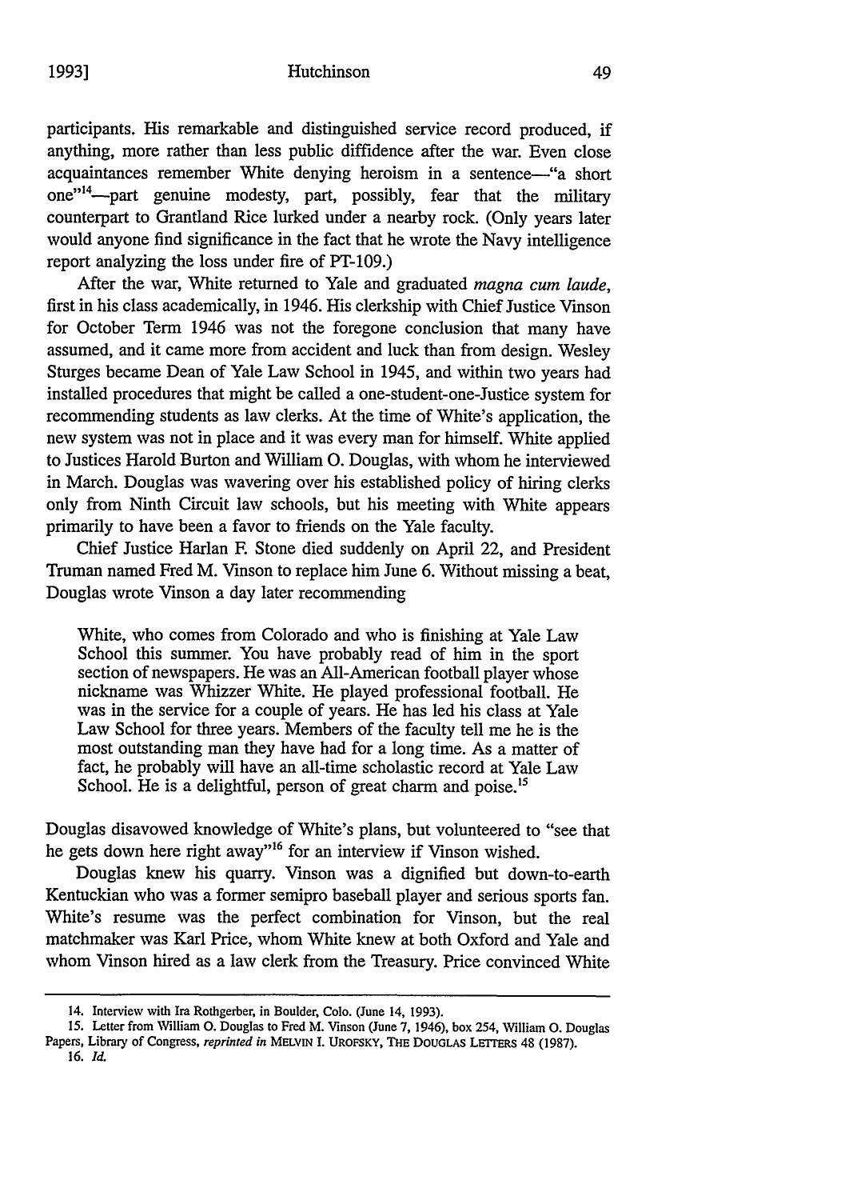participants. His remarkable and distinguished service record produced, if anything, more rather than less public diffidence after the war. Even close acquaintances remember White denying heroism in a sentence—"a short one"[14]—part genuine modesty, part, possibly, fear that the military counterpart to Grantland Rice lurked under a nearby rock. (Only years later would anyone find significance in the fact that he wrote the Navy intelligence report analyzing the loss under fire of PT-109.)

After the war, White returned to Yale and graduated *magna cum laude*, first in his class academically, in 1946. His clerkship with Chief Justice Vinson for October Term 1946 was not the foregone conclusion that many have assumed, and it came more from accident and luck than from design. Wesley Sturges became Dean of Yale Law School in 1945, and within two years had installed procedures that might be called a one-student-one-Justice system for recommending students as law clerks. At the time of White's application, the new system was not in place and it was every man for himself. White applied to Justices Harold Burton and William O. Douglas, with whom he interviewed in March. Douglas was wavering over his established policy of hiring clerks only from Ninth Circuit law schools, but his meeting with White appears primarily to have been a favor to friends on the Yale faculty.

Chief Justice Harlan F. Stone died suddenly on April 22, and President Truman named Fred M. Vinson to replace him June 6. Without missing a beat, Douglas wrote Vinson a day later recommending

> White, who comes from Colorado and who is finishing at Yale Law School this summer. You have probably read of him in the sport section of newspapers. He was an All-American football player whose nickname was Whizzer White. He played professional football. He was in the service for a couple of years. He has led his class at Yale Law School for three years. Members of the faculty tell me he is the most outstanding man they have had for a long time. As a matter of fact, he probably will have an all-time scholastic record at Yale Law School. He is a delightful, person of great charm and poise.[15]

Douglas disavowed knowledge of White's plans, but volunteered to "see that he gets down here right away"[16] for an interview if Vinson wished.

Douglas knew his quarry. Vinson was a dignified but down-to-earth Kentuckian who was a former semipro baseball player and serious sports fan. White's resume was the perfect combination for Vinson, but the real matchmaker was Karl Price, whom White knew at both Oxford and Yale and whom Vinson hired as a law clerk from the Treasury. Price convinced White

---

14. Interview with Ira Rothgerber, in Boulder, Colo. (June 14, 1993).

15. Letter from William O. Douglas to Fred M. Vinson (June 7, 1946), box 254, William O. Douglas Papers, Library of Congress, *reprinted in* MELVIN I. UROFSKY, THE DOUGLAS LETTERS 48 (1987).

16. *Id.*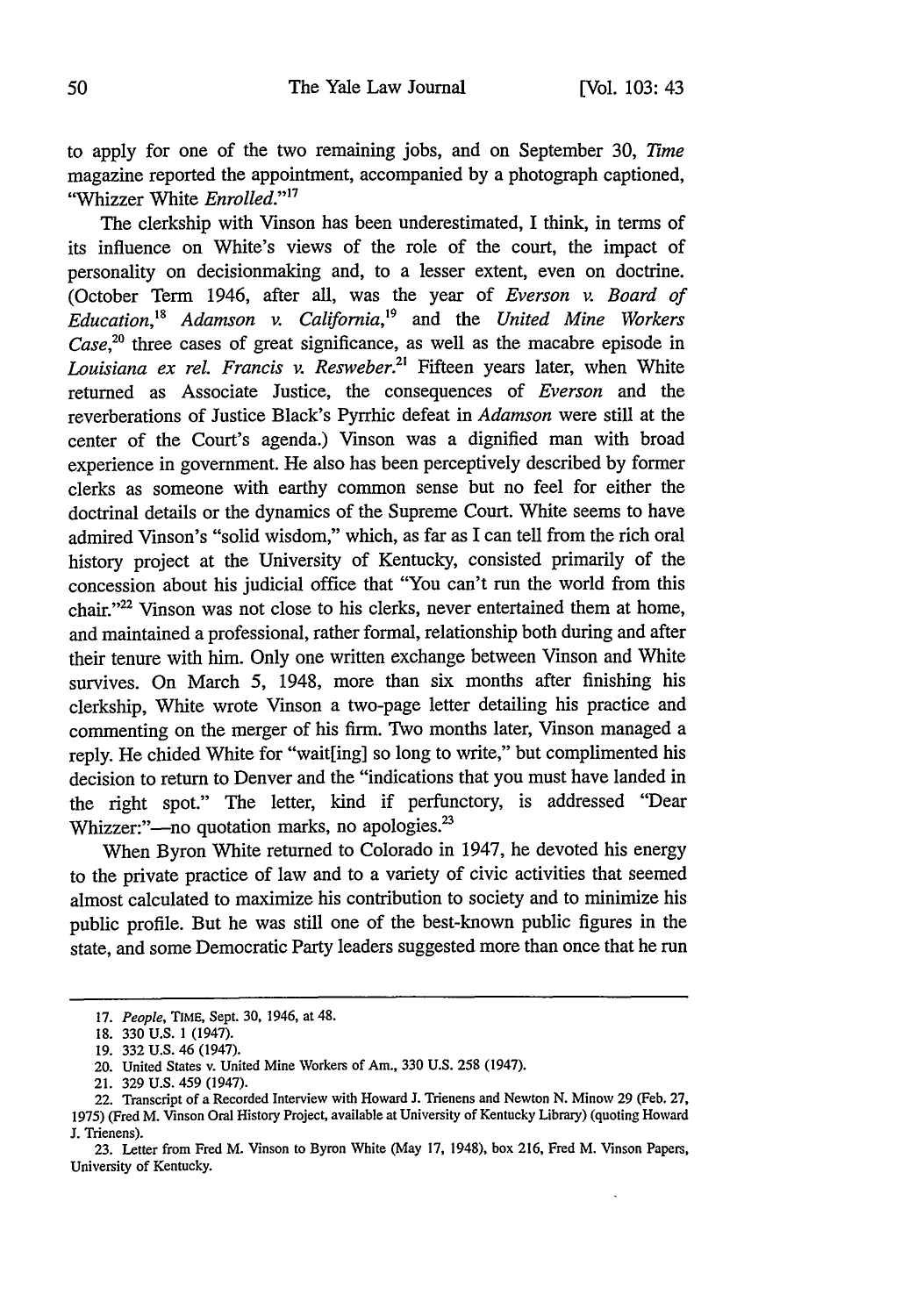to apply for one of the two remaining jobs, and on September 30, *Time* magazine reported the appointment, accompanied by a photograph captioned, "Whizzer White *Enrolled*."[17]

The clerkship with Vinson has been underestimated, I think, in terms of its influence on White's views of the role of the court, the impact of personality on decisionmaking and, to a lesser extent, even on doctrine. (October Term 1946, after all, was the year of *Everson v. Board of Education*,[18] *Adamson v. California*,[19] and the *United Mine Workers Case*,[20] three cases of great significance, as well as the macabre episode in *Louisiana ex rel. Francis v. Resweber*.[21] Fifteen years later, when White returned as Associate Justice, the consequences of *Everson* and the reverberations of Justice Black's Pyrrhic defeat in *Adamson* were still at the center of the Court's agenda.) Vinson was a dignified man with broad experience in government. He also has been perceptively described by former clerks as someone with earthy common sense but no feel for either the doctrinal details or the dynamics of the Supreme Court. White seems to have admired Vinson's "solid wisdom," which, as far as I can tell from the rich oral history project at the University of Kentucky, consisted primarily of the concession about his judicial office that "You can't run the world from this chair."[22] Vinson was not close to his clerks, never entertained them at home, and maintained a professional, rather formal, relationship both during and after their tenure with him. Only one written exchange between Vinson and White survives. On March 5, 1948, more than six months after finishing his clerkship, White wrote Vinson a two-page letter detailing his practice and commenting on the merger of his firm. Two months later, Vinson managed a reply. He chided White for "wait[ing] so long to write," but complimented his decision to return to Denver and the "indications that you must have landed in the right spot." The letter, kind if perfunctory, is addressed "Dear Whizzer:"—no quotation marks, no apologies.[23]

When Byron White returned to Colorado in 1947, he devoted his energy to the private practice of law and to a variety of civic activities that seemed almost calculated to maximize his contribution to society and to minimize his public profile. But he was still one of the best-known public figures in the state, and some Democratic Party leaders suggested more than once that he run

---

17. *People*, TIME, Sept. 30, 1946, at 48.

18. 330 U.S. 1 (1947).

19. 332 U.S. 46 (1947).

20. United States v. United Mine Workers of Am., 330 U.S. 258 (1947).

21. 329 U.S. 459 (1947).

22. Transcript of a Recorded Interview with Howard J. Trienens and Newton N. Minow 29 (Feb. 27, 1975) (Fred M. Vinson Oral History Project, available at University of Kentucky Library) (quoting Howard J. Trienens).

23. Letter from Fred M. Vinson to Byron White (May 17, 1948), box 216, Fred M. Vinson Papers, University of Kentucky.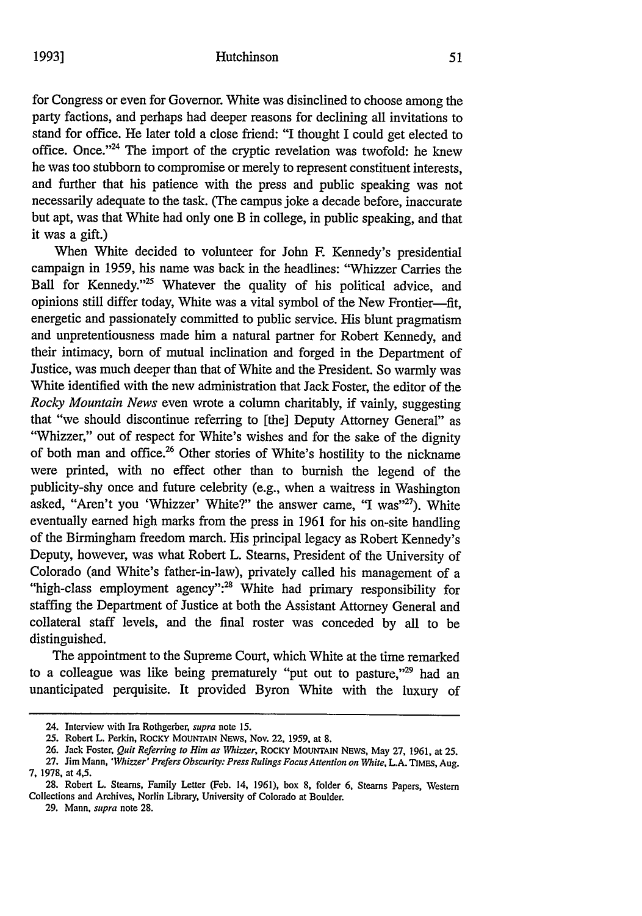for Congress or even for Governor. White was disinclined to choose among the party factions, and perhaps had deeper reasons for declining all invitations to stand for office. He later told a close friend: "I thought I could get elected to office. Once."[24] The import of the cryptic revelation was twofold: he knew he was too stubborn to compromise or merely to represent constituent interests, and further that his patience with the press and public speaking was not necessarily adequate to the task. (The campus joke a decade before, inaccurate but apt, was that White had only one B in college, in public speaking, and that it was a gift.)

When White decided to volunteer for John F. Kennedy's presidential campaign in 1959, his name was back in the headlines: "Whizzer Carries the Ball for Kennedy."[25] Whatever the quality of his political advice, and opinions still differ today, White was a vital symbol of the New Frontier—fit, energetic and passionately committed to public service. His blunt pragmatism and unpretentiousness made him a natural partner for Robert Kennedy, and their intimacy, born of mutual inclination and forged in the Department of Justice, was much deeper than that of White and the President. So warmly was White identified with the new administration that Jack Foster, the editor of the *Rocky Mountain News* even wrote a column charitably, if vainly, suggesting that "we should discontinue referring to [the] Deputy Attorney General" as "Whizzer," out of respect for White's wishes and for the sake of the dignity of both man and office.[26] Other stories of White's hostility to the nickname were printed, with no effect other than to burnish the legend of the publicity-shy once and future celebrity (e.g., when a waitress in Washington asked, "Aren't you 'Whizzer' White?" the answer came, "I was"[27]). White eventually earned high marks from the press in 1961 for his on-site handling of the Birmingham freedom march. His principal legacy as Robert Kennedy's Deputy, however, was what Robert L. Stearns, President of the University of Colorado (and White's father-in-law), privately called his management of a "high-class employment agency":[28] White had primary responsibility for staffing the Department of Justice at both the Assistant Attorney General and collateral staff levels, and the final roster was conceded by all to be distinguished.

The appointment to the Supreme Court, which White at the time remarked to a colleague was like being prematurely "put out to pasture,"[29] had an unanticipated perquisite. It provided Byron White with the luxury of

---

24. Interview with Ira Rothgerber, *supra* note 15.

25. Robert L. Perkin, ROCKY MOUNTAIN NEWS, Nov. 22, 1959, at 8.

26. Jack Foster, *Quit Referring to Him as Whizzer*, ROCKY MOUNTAIN NEWS, May 27, 1961, at 25.

27. Jim Mann, *'Whizzer' Prefers Obscurity: Press Rulings Focus Attention on White*, L.A. TIMES, Aug. 7, 1978, at 4,5.

28. Robert L. Stearns, Family Letter (Feb. 14, 1961), box 8, folder 6, Stearns Papers, Western Collections and Archives, Norlin Library, University of Colorado at Boulder.

29. Mann, *supra* note 28.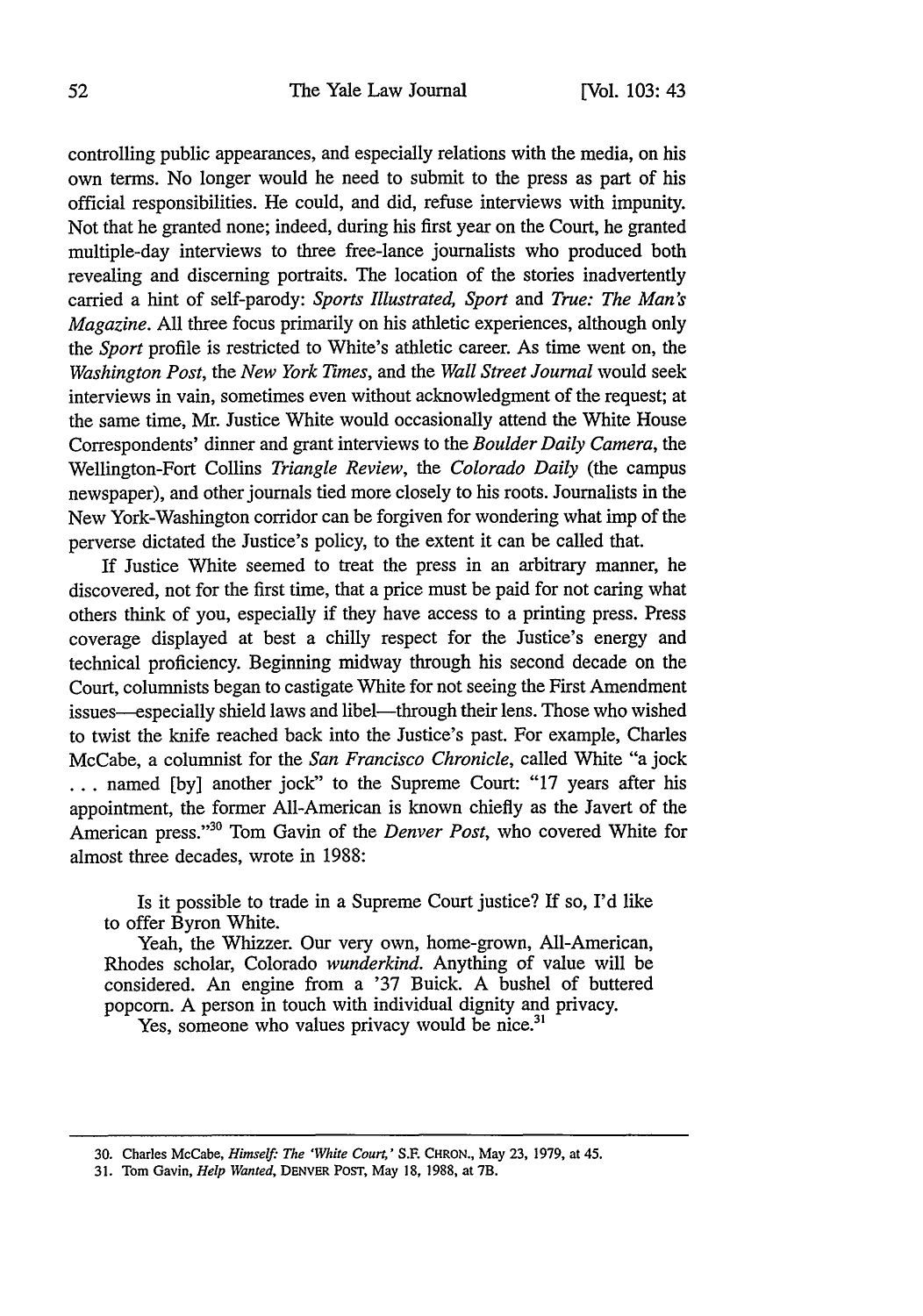controlling public appearances, and especially relations with the media, on his own terms. No longer would he need to submit to the press as part of his official responsibilities. He could, and did, refuse interviews with impunity. Not that he granted none; indeed, during his first year on the Court, he granted multiple-day interviews to three free-lance journalists who produced both revealing and discerning portraits. The location of the stories inadvertently carried a hint of self-parody: *Sports Illustrated*, *Sport* and *True: The Man's Magazine*. All three focus primarily on his athletic experiences, although only the *Sport* profile is restricted to White's athletic career. As time went on, the *Washington Post*, the *New York Times*, and the *Wall Street Journal* would seek interviews in vain, sometimes even without acknowledgment of the request; at the same time, Mr. Justice White would occasionally attend the White House Correspondents' dinner and grant interviews to the *Boulder Daily Camera*, the Wellington-Fort Collins *Triangle Review*, the *Colorado Daily* (the campus newspaper), and other journals tied more closely to his roots. Journalists in the New York-Washington corridor can be forgiven for wondering what imp of the perverse dictated the Justice's policy, to the extent it can be called that.

If Justice White seemed to treat the press in an arbitrary manner, he discovered, not for the first time, that a price must be paid for not caring what others think of you, especially if they have access to a printing press. Press coverage displayed at best a chilly respect for the Justice's energy and technical proficiency. Beginning midway through his second decade on the Court, columnists began to castigate White for not seeing the First Amendment issues—especially shield laws and libel—through their lens. Those who wished to twist the knife reached back into the Justice's past. For example, Charles McCabe, a columnist for the *San Francisco Chronicle*, called White "a jock . . . named [by] another jock" to the Supreme Court: "17 years after his appointment, the former All-American is known chiefly as the Javert of the American press."[30] Tom Gavin of the *Denver Post*, who covered White for almost three decades, wrote in 1988:

> Is it possible to trade in a Supreme Court justice? If so, I'd like to offer Byron White.
>
> Yeah, the Whizzer. Our very own, home-grown, All-American, Rhodes scholar, Colorado *wunderkind*. Anything of value will be considered. An engine from a '37 Buick. A bushel of buttered popcorn. A person in touch with individual dignity and privacy.
>
> Yes, someone who values privacy would be nice.[31]

---

30. Charles McCabe, *Himself: The 'White Court,'* S.F. CHRON., May 23, 1979, at 45.

31. Tom Gavin, *Help Wanted*, DENVER POST, May 18, 1988, at 7B.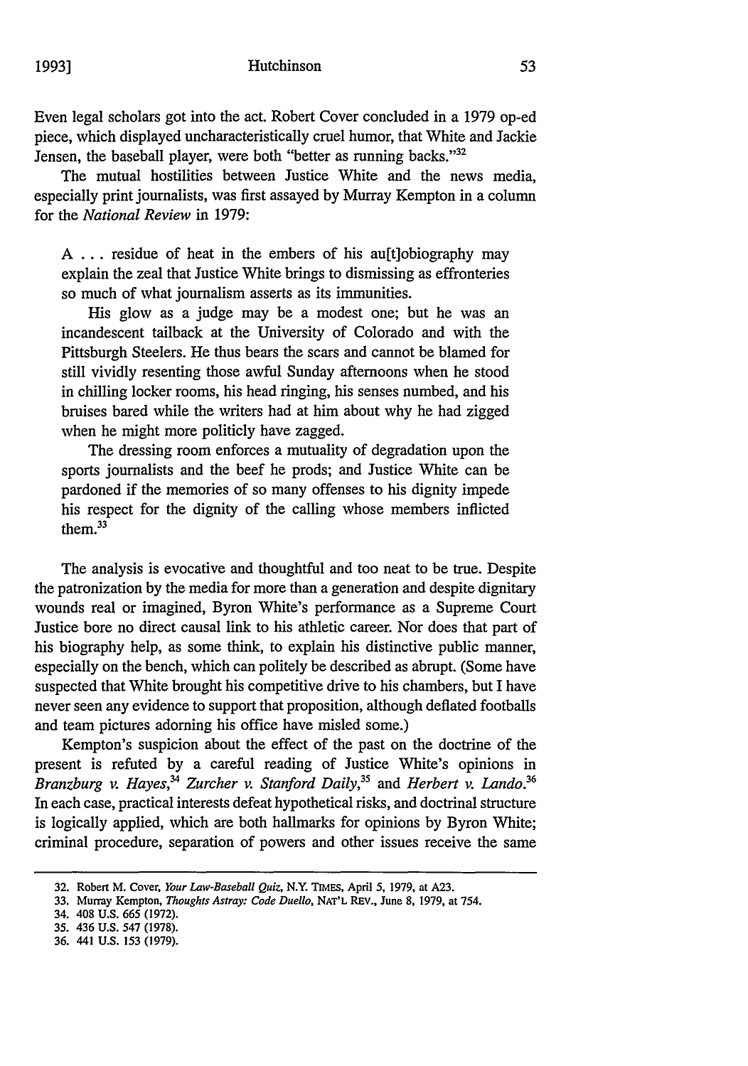Even legal scholars got into the act. Robert Cover concluded in a 1979 op-ed piece, which displayed uncharacteristically cruel humor, that White and Jackie Jensen, the baseball player, were both "better as running backs."[32]

The mutual hostilities between Justice White and the news media, especially print journalists, was first assayed by Murray Kempton in a column for the *National Review* in 1979:

> A . . . residue of heat in the embers of his au[t]obiography may explain the zeal that Justice White brings to dismissing as effronteries so much of what journalism asserts as its immunities.
>
> His glow as a judge may be a modest one; but he was an incandescent tailback at the University of Colorado and with the Pittsburgh Steelers. He thus bears the scars and cannot be blamed for still vividly resenting those awful Sunday afternoons when he stood in chilling locker rooms, his head ringing, his senses numbed, and his bruises bared while the writers had at him about why he had zigged when he might more politicly have zagged.
>
> The dressing room enforces a mutuality of degradation upon the sports journalists and the beef he prods; and Justice White can be pardoned if the memories of so many offenses to his dignity impede his respect for the dignity of the calling whose members inflicted them.[33]

The analysis is evocative and thoughtful and too neat to be true. Despite the patronization by the media for more than a generation and despite dignitary wounds real or imagined, Byron White's performance as a Supreme Court Justice bore no direct causal link to his athletic career. Nor does that part of his biography help, as some think, to explain his distinctive public manner, especially on the bench, which can politely be described as abrupt. (Some have suspected that White brought his competitive drive to his chambers, but I have never seen any evidence to support that proposition, although deflated footballs and team pictures adorning his office have misled some.)

Kempton's suspicion about the effect of the past on the doctrine of the present is refuted by a careful reading of Justice White's opinions in *Branzburg v. Hayes*,[34] *Zurcher v. Stanford Daily*,[35] and *Herbert v. Lando*.[36] In each case, practical interests defeat hypothetical risks, and doctrinal structure is logically applied, which are both hallmarks for opinions by Byron White; criminal procedure, separation of powers and other issues receive the same

32. Robert M. Cover, *Your Law-Baseball Quiz*, N.Y. TIMES, April 5, 1979, at A23.

33. Murray Kempton, *Thoughts Astray: Code Duello*, NAT'L REV., June 8, 1979, at 754.

34. 408 U.S. 665 (1972).

35. 436 U.S. 547 (1978).

36. 441 U.S. 153 (1979).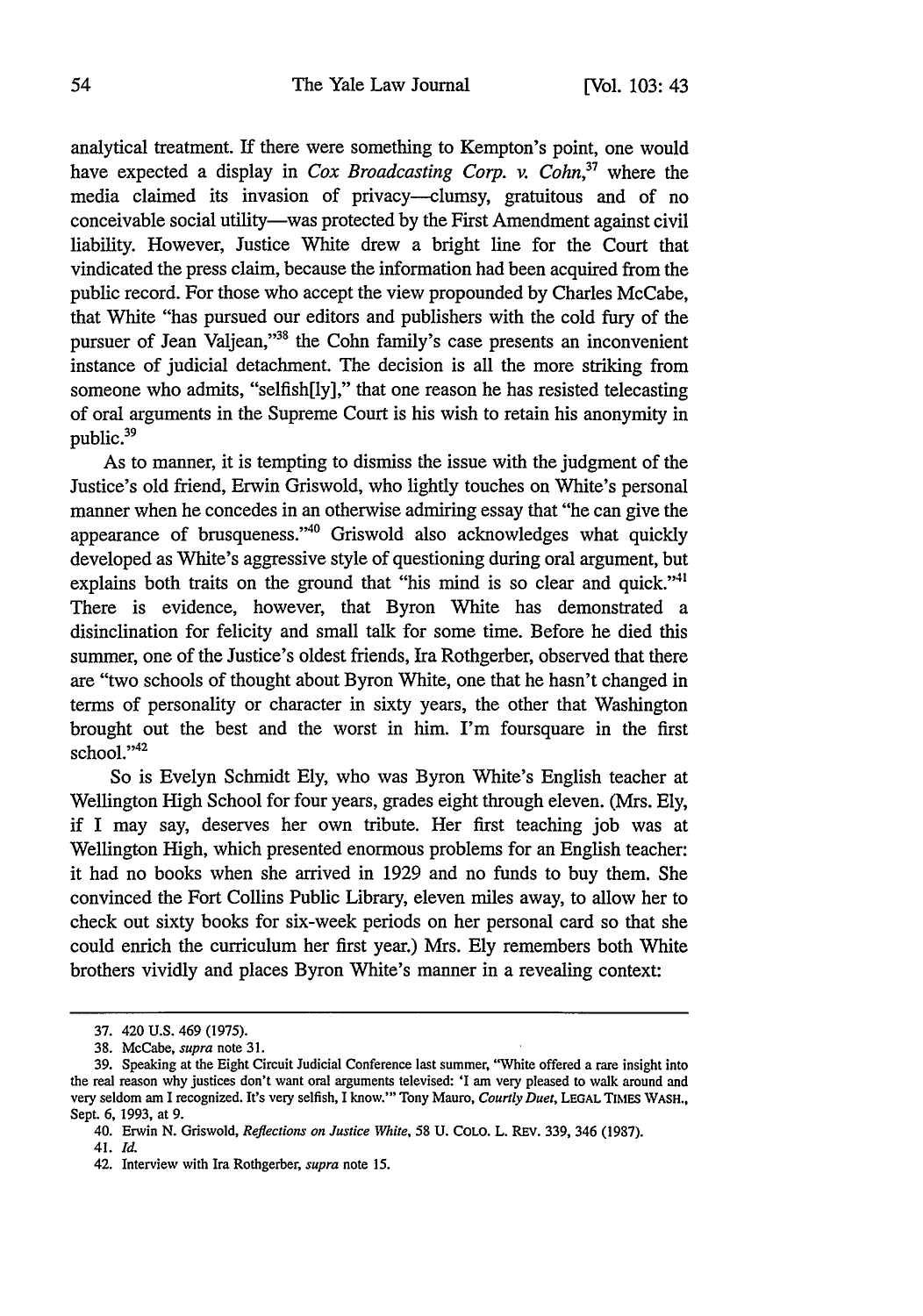analytical treatment. If there were something to Kempton's point, one would have expected a display in *Cox Broadcasting Corp. v. Cohn*,[37] where the media claimed its invasion of privacy—clumsy, gratuitous and of no conceivable social utility—was protected by the First Amendment against civil liability. However, Justice White drew a bright line for the Court that vindicated the press claim, because the information had been acquired from the public record. For those who accept the view propounded by Charles McCabe, that White "has pursued our editors and publishers with the cold fury of the pursuer of Jean Valjean,"[38] the Cohn family's case presents an inconvenient instance of judicial detachment. The decision is all the more striking from someone who admits, "selfish[ly]," that one reason he has resisted telecasting of oral arguments in the Supreme Court is his wish to retain his anonymity in public.[39]

As to manner, it is tempting to dismiss the issue with the judgment of the Justice's old friend, Erwin Griswold, who lightly touches on White's personal manner when he concedes in an otherwise admiring essay that "he can give the appearance of brusqueness."[40] Griswold also acknowledges what quickly developed as White's aggressive style of questioning during oral argument, but explains both traits on the ground that "his mind is so clear and quick."[41] There is evidence, however, that Byron White has demonstrated a disinclination for felicity and small talk for some time. Before he died this summer, one of the Justice's oldest friends, Ira Rothgerber, observed that there are "two schools of thought about Byron White, one that he hasn't changed in terms of personality or character in sixty years, the other that Washington brought out the best and the worst in him. I'm foursquare in the first school."[42]

So is Evelyn Schmidt Ely, who was Byron White's English teacher at Wellington High School for four years, grades eight through eleven. (Mrs. Ely, if I may say, deserves her own tribute. Her first teaching job was at Wellington High, which presented enormous problems for an English teacher: it had no books when she arrived in 1929 and no funds to buy them. She convinced the Fort Collins Public Library, eleven miles away, to allow her to check out sixty books for six-week periods on her personal card so that she could enrich the curriculum her first year.) Mrs. Ely remembers both White brothers vividly and places Byron White's manner in a revealing context:

---

37. 420 U.S. 469 (1975).

38. McCabe, *supra* note 31.

39. Speaking at the Eight Circuit Judicial Conference last summer, "White offered a rare insight into the real reason why justices don't want oral arguments televised: 'I am very pleased to walk around and very seldom am I recognized. It's very selfish, I know.'" Tony Mauro, *Courtly Duet*, LEGAL TIMES WASH., Sept. 6, 1993, at 9.

40. Erwin N. Griswold, *Reflections on Justice White*, 58 U. COLO. L. REV. 339, 346 (1987).

41. *Id.*

42. Interview with Ira Rothgerber, *supra* note 15.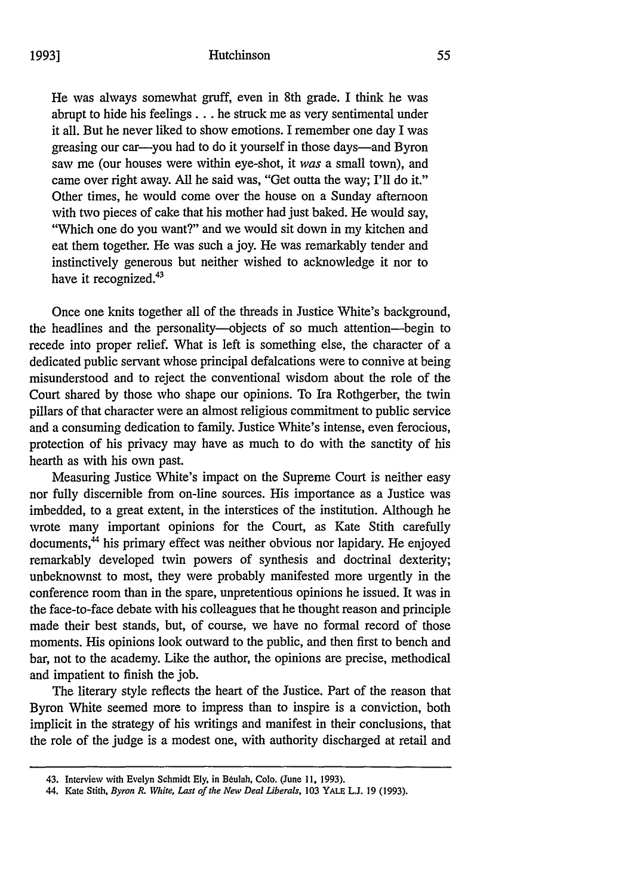> He was always somewhat gruff, even in 8th grade. I think he was abrupt to hide his feelings . . . he struck me as very sentimental under it all. But he never liked to show emotions. I remember one day I was greasing our car—you had to do it yourself in those days—and Byron saw me (our houses were within eye-shot, it *was* a small town), and came over right away. All he said was, "Get outta the way; I'll do it." Other times, he would come over the house on a Sunday afternoon with two pieces of cake that his mother had just baked. He would say, "Which one do you want?" and we would sit down in my kitchen and eat them together. He was such a joy. He was remarkably tender and instinctively generous but neither wished to acknowledge it nor to have it recognized.[43]

Once one knits together all of the threads in Justice White's background, the headlines and the personality—objects of so much attention—begin to recede into proper relief. What is left is something else, the character of a dedicated public servant whose principal defalcations were to connive at being misunderstood and to reject the conventional wisdom about the role of the Court shared by those who shape our opinions. To Ira Rothgerber, the twin pillars of that character were an almost religious commitment to public service and a consuming dedication to family. Justice White's intense, even ferocious, protection of his privacy may have as much to do with the sanctity of his hearth as with his own past.

Measuring Justice White's impact on the Supreme Court is neither easy nor fully discernible from on-line sources. His importance as a Justice was imbedded, to a great extent, in the interstices of the institution. Although he wrote many important opinions for the Court, as Kate Stith carefully documents,[44] his primary effect was neither obvious nor lapidary. He enjoyed remarkably developed twin powers of synthesis and doctrinal dexterity; unbeknownst to most, they were probably manifested more urgently in the conference room than in the spare, unpretentious opinions he issued. It was in the face-to-face debate with his colleagues that he thought reason and principle made their best stands, but, of course, we have no formal record of those moments. His opinions look outward to the public, and then first to bench and bar, not to the academy. Like the author, the opinions are precise, methodical and impatient to finish the job.

The literary style reflects the heart of the Justice. Part of the reason that Byron White seemed more to impress than to inspire is a conviction, both implicit in the strategy of his writings and manifest in their conclusions, that the role of the judge is a modest one, with authority discharged at retail and

---

43. Interview with Evelyn Schmidt Ely, in Béulah, Colo. (June 11, 1993).

44. Kate Stith, *Byron R. White, Last of the New Deal Liberals*, 103 YALE L.J. 19 (1993).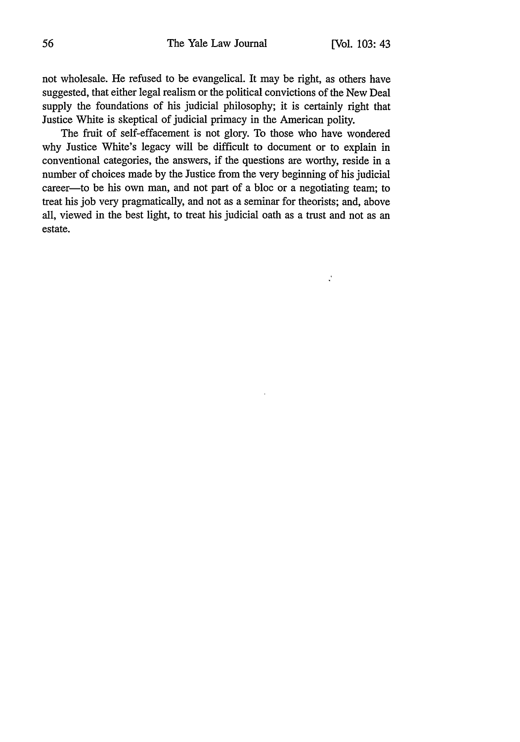not wholesale. He refused to be evangelical. It may be right, as others have suggested, that either legal realism or the political convictions of the New Deal supply the foundations of his judicial philosophy; it is certainly right that Justice White is skeptical of judicial primacy in the American polity.

The fruit of self-effacement is not glory. To those who have wondered why Justice White's legacy will be difficult to document or to explain in conventional categories, the answers, if the questions are worthy, reside in a number of choices made by the Justice from the very beginning of his judicial career—to be his own man, and not part of a bloc or a negotiating team; to treat his job very pragmatically, and not as a seminar for theorists; and, above all, viewed in the best light, to treat his judicial oath as a trust and not as an estate.